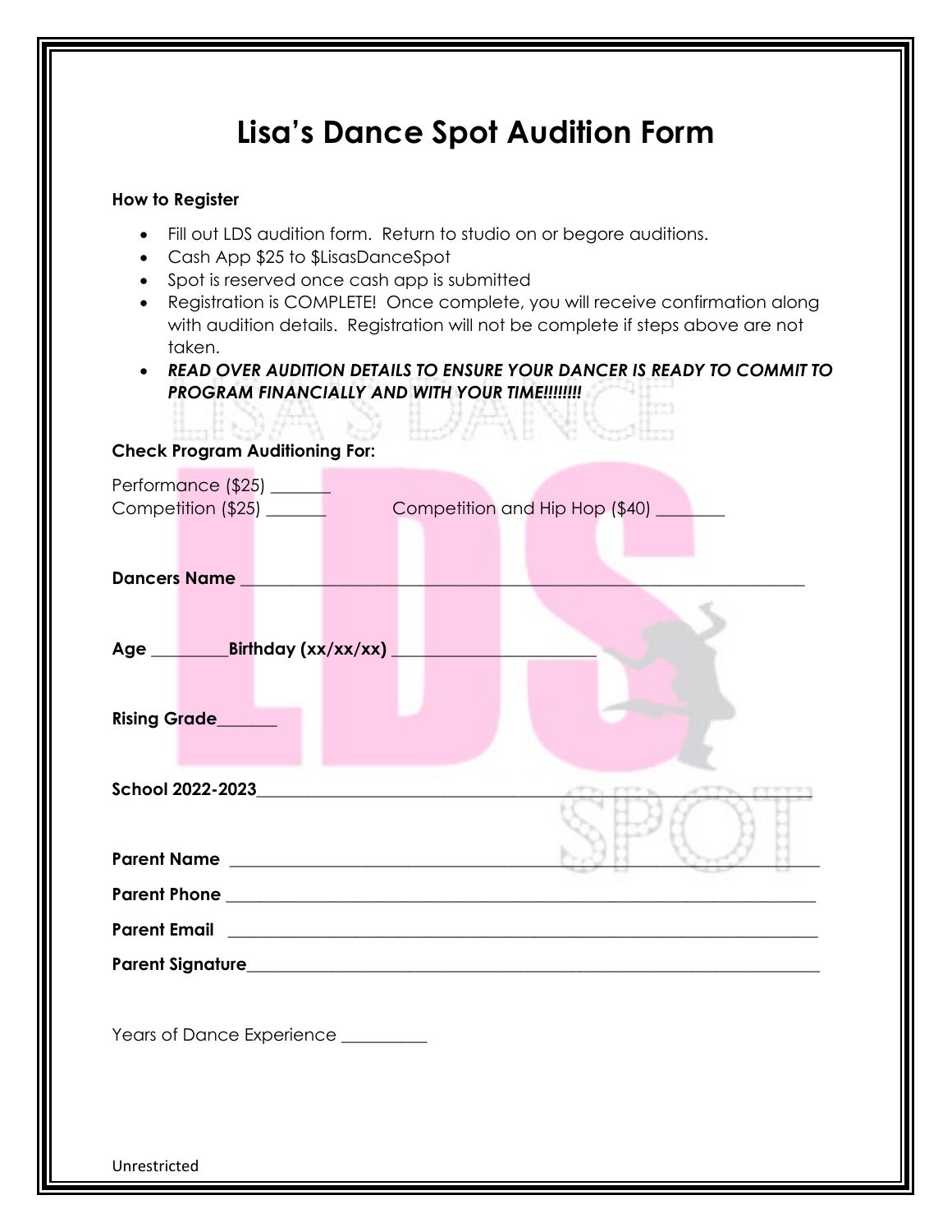# Lisa's Dance Spot Audition Form

**How to Register**

- Fill out LDS audition form. Return to studio on or begore auditions.
- Cash App $25 to $LisasDanceSpot
- Spot is reserved once cash app is submitted
- Registration is COMPLETE! Once complete, you will receive confirmation along with audition details. Registration will not be complete if steps above are not taken.
- ***READ OVER AUDITION DETAILS TO ENSURE YOUR DANCER IS READY TO COMMIT TO PROGRAM FINANCIALLY AND WITH YOUR TIME!!!!!!!!***

**Check Program Auditioning For:**

Performance ($25) _______
Competition ($25) _______ Competition and Hip Hop ($40) ________

**Dancers Name** ____________________________________________________________________

**Age** _________**Birthday (xx/xx/xx)** ________________________

**Rising Grade**_______

**School 2022-2023**____________________________________________________________________

**Parent Name** ____________________________________________________________________

**Parent Phone** ____________________________________________________________________

**Parent Email** ____________________________________________________________________

**Parent Signature**____________________________________________________________________

Years of Dance Experience __________

Unrestricted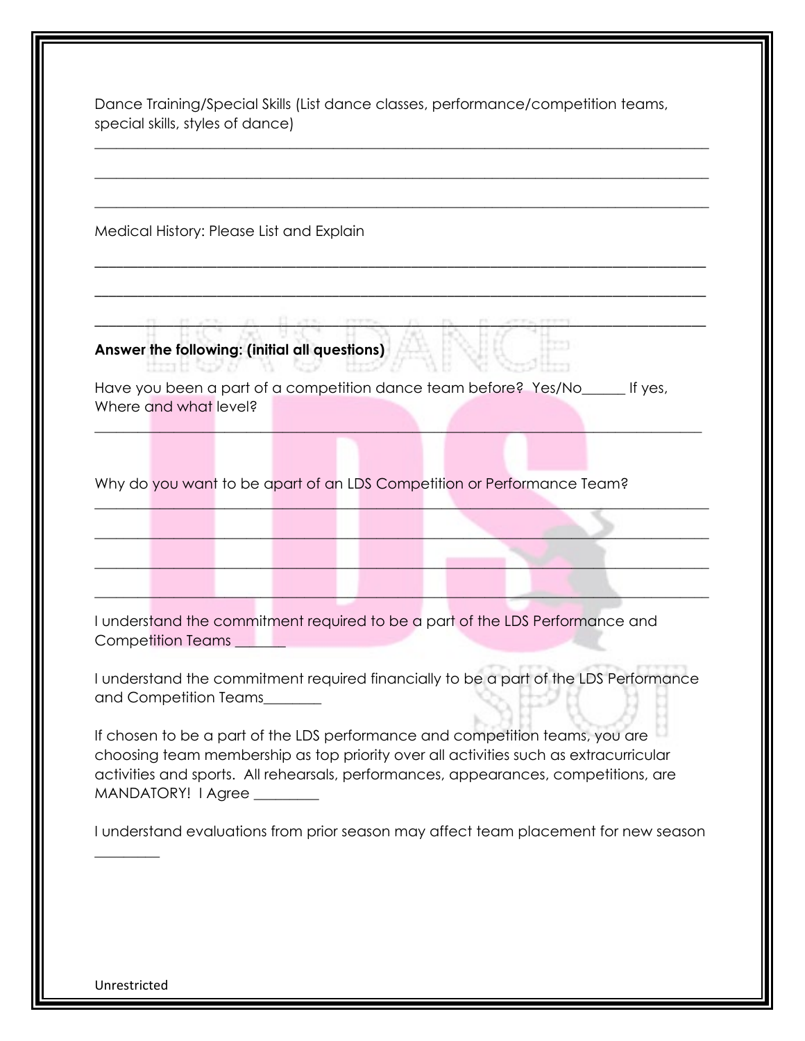Dance Training/Special Skills (List dance classes, performance/competition teams, special skills, styles of dance)

______________________________________________________________________________

______________________________________________________________________________

______________________________________________________________________________

Medical History: Please List and Explain

______________________________________________________________________________

______________________________________________________________________________

______________________________________________________________________________

**Answer the following: (initial all questions)**

Have you been a part of a competition dance team before? Yes/No______ If yes, Where and what level?

______________________________________________________________________________

Why do you want to be apart of an LDS Competition or Performance Team?

______________________________________________________________________________

______________________________________________________________________________

______________________________________________________________________________

______________________________________________________________________________

I understand the commitment required to be a part of the LDS Performance and Competition Teams _______

I understand the commitment required financially to be a part of the LDS Performance and Competition Teams________

If chosen to be a part of the LDS performance and competition teams, you are choosing team membership as top priority over all activities such as extracurricular activities and sports. All rehearsals, performances, appearances, competitions, are MANDATORY! I Agree _________

I understand evaluations from prior season may affect team placement for new season _________

Unrestricted